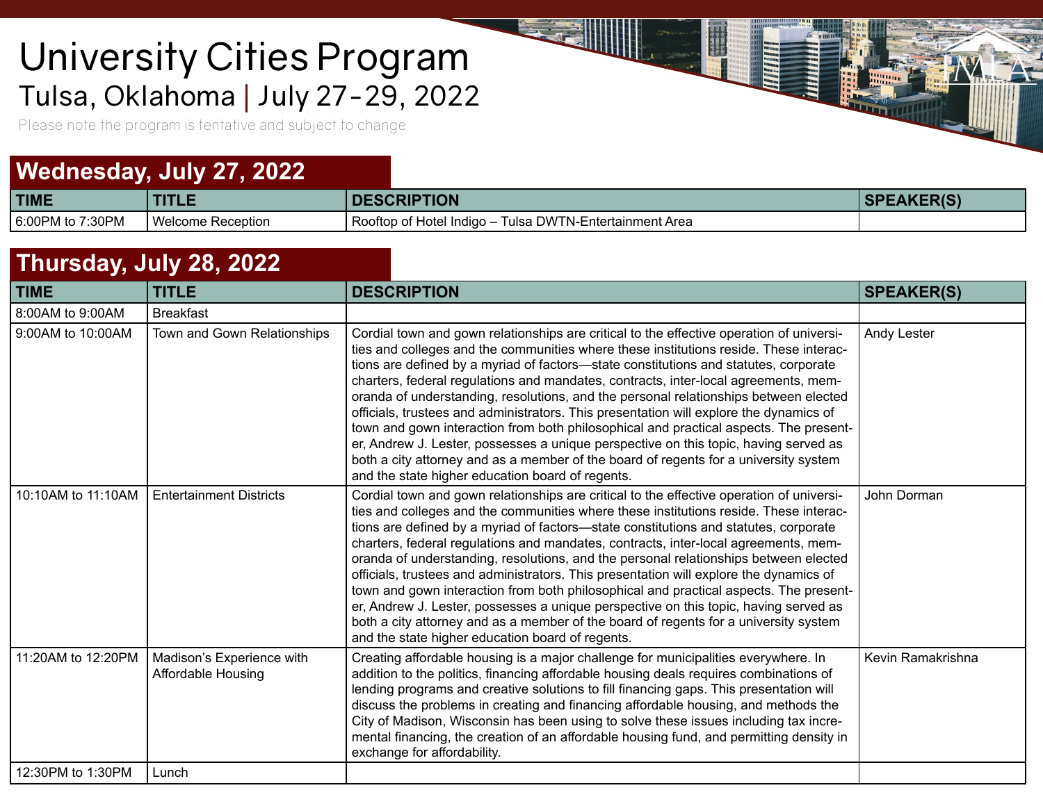# University Cities Program

## Tulsa, Oklahoma | July 27-29, 2022

Please note the program is tentative and subject to change

## Wednesday, July 27, 2022

| TIME | TITLE | DESCRIPTION | SPEAKER(S) |
|---|---|---|---|
| 6:00PM to 7:30PM | Welcome Reception | Rooftop of Hotel Indigo – Tulsa DWTN-Entertainment Area | |

## Thursday, July 28, 2022

| TIME | TITLE | DESCRIPTION | SPEAKER(S) |
|---|---|---|---|
| 8:00AM to 9:00AM | Breakfast | | |
| 9:00AM to 10:00AM | Town and Gown Relationships | Cordial town and gown relationships are critical to the effective operation of universities and colleges and the communities where these institutions reside. These interactions are defined by a myriad of factors—state constitutions and statutes, corporate charters, federal regulations and mandates, contracts, inter-local agreements, memoranda of understanding, resolutions, and the personal relationships between elected officials, trustees and administrators. This presentation will explore the dynamics of town and gown interaction from both philosophical and practical aspects. The presenter, Andrew J. Lester, possesses a unique perspective on this topic, having served as both a city attorney and as a member of the board of regents for a university system and the state higher education board of regents. | Andy Lester |
| 10:10AM to 11:10AM | Entertainment Districts | Cordial town and gown relationships are critical to the effective operation of universities and colleges and the communities where these institutions reside. These interactions are defined by a myriad of factors—state constitutions and statutes, corporate charters, federal regulations and mandates, contracts, inter-local agreements, memoranda of understanding, resolutions, and the personal relationships between elected officials, trustees and administrators. This presentation will explore the dynamics of town and gown interaction from both philosophical and practical aspects. The presenter, Andrew J. Lester, possesses a unique perspective on this topic, having served as both a city attorney and as a member of the board of regents for a university system and the state higher education board of regents. | John Dorman |
| 11:20AM to 12:20PM | Madison's Experience with Affordable Housing | Creating affordable housing is a major challenge for municipalities everywhere. In addition to the politics, financing affordable housing deals requires combinations of lending programs and creative solutions to fill financing gaps. This presentation will discuss the problems in creating and financing affordable housing, and methods the City of Madison, Wisconsin has been using to solve these issues including tax incremental financing, the creation of an affordable housing fund, and permitting density in exchange for affordability. | Kevin Ramakrishna |
| 12:30PM to 1:30PM | Lunch | | |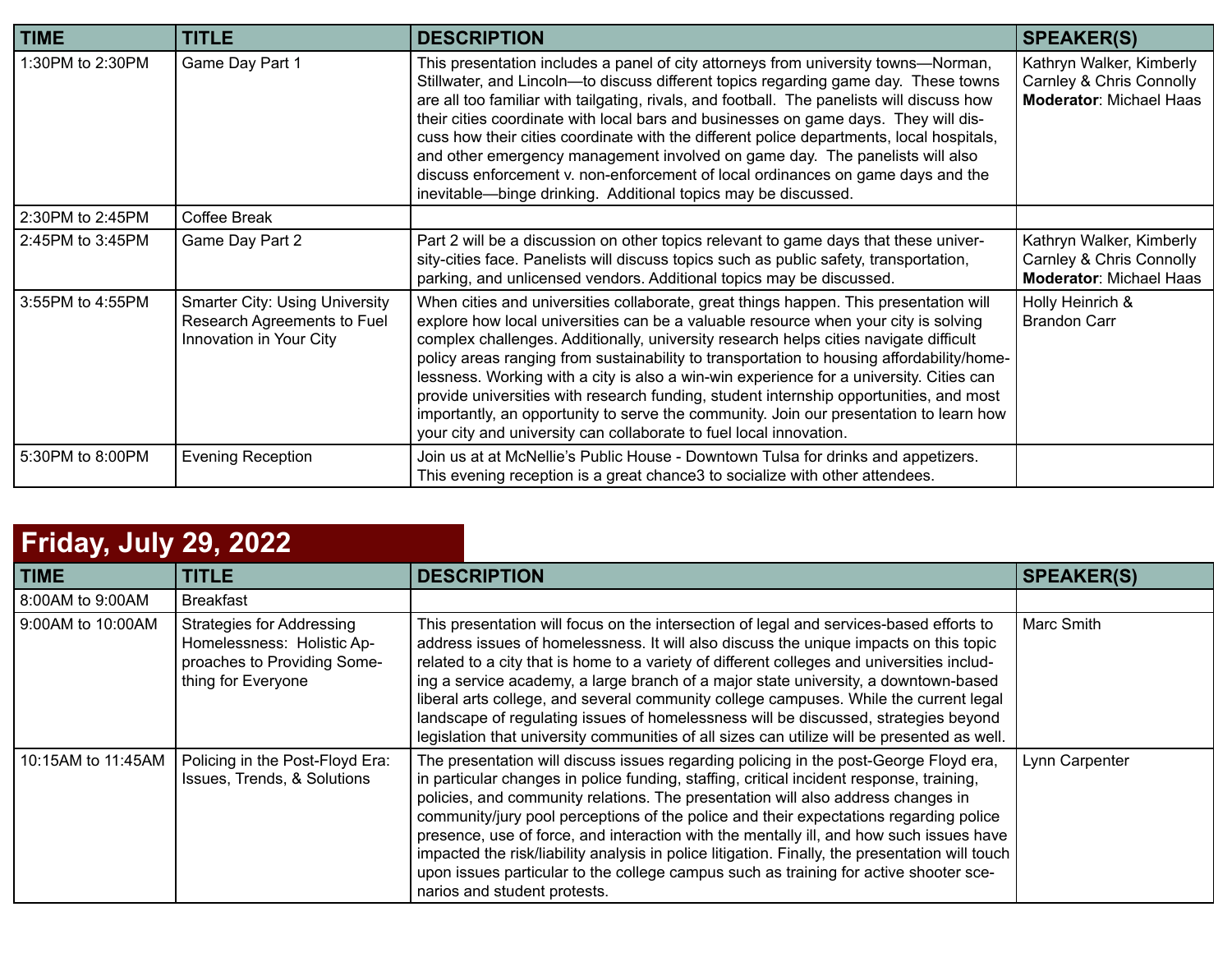| TIME | TITLE | DESCRIPTION | SPEAKER(S) |
|---|---|---|---|
| 1:30PM to 2:30PM | Game Day Part 1 | This presentation includes a panel of city attorneys from university towns—Norman, Stillwater, and Lincoln—to discuss different topics regarding game day. These towns are all too familiar with tailgating, rivals, and football. The panelists will discuss how their cities coordinate with local bars and businesses on game days. They will discuss how their cities coordinate with the different police departments, local hospitals, and other emergency management involved on game day. The panelists will also discuss enforcement v. non-enforcement of local ordinances on game days and the inevitable—binge drinking. Additional topics may be discussed. | Kathryn Walker, Kimberly Carnley & Chris Connolly **Moderator**: Michael Haas |
| 2:30PM to 2:45PM | Coffee Break | | |
| 2:45PM to 3:45PM | Game Day Part 2 | Part 2 will be a discussion on other topics relevant to game days that these university-cities face. Panelists will discuss topics such as public safety, transportation, parking, and unlicensed vendors. Additional topics may be discussed. | Kathryn Walker, Kimberly Carnley & Chris Connolly **Moderator**: Michael Haas |
| 3:55PM to 4:55PM | Smarter City: Using University Research Agreements to Fuel Innovation in Your City | When cities and universities collaborate, great things happen. This presentation will explore how local universities can be a valuable resource when your city is solving complex challenges. Additionally, university research helps cities navigate difficult policy areas ranging from sustainability to transportation to housing affordability/homelessness. Working with a city is also a win-win experience for a university. Cities can provide universities with research funding, student internship opportunities, and most importantly, an opportunity to serve the community. Join our presentation to learn how your city and university can collaborate to fuel local innovation. | Holly Heinrich & Brandon Carr |
| 5:30PM to 8:00PM | Evening Reception | Join us at at McNellie's Public House - Downtown Tulsa for drinks and appetizers. This evening reception is a great chance3 to socialize with other attendees. | |

## Friday, July 29, 2022

| TIME | TITLE | DESCRIPTION | SPEAKER(S) |
|---|---|---|---|
| 8:00AM to 9:00AM | Breakfast | | |
| 9:00AM to 10:00AM | Strategies for Addressing Homelessness: Holistic Approaches to Providing Something for Everyone | This presentation will focus on the intersection of legal and services-based efforts to address issues of homelessness. It will also discuss the unique impacts on this topic related to a city that is home to a variety of different colleges and universities including a service academy, a large branch of a major state university, a downtown-based liberal arts college, and several community college campuses. While the current legal landscape of regulating issues of homelessness will be discussed, strategies beyond legislation that university communities of all sizes can utilize will be presented as well. | Marc Smith |
| 10:15AM to 11:45AM | Policing in the Post-Floyd Era: Issues, Trends, & Solutions | The presentation will discuss issues regarding policing in the post-George Floyd era, in particular changes in police funding, staffing, critical incident response, training, policies, and community relations. The presentation will also address changes in community/jury pool perceptions of the police and their expectations regarding police presence, use of force, and interaction with the mentally ill, and how such issues have impacted the risk/liability analysis in police litigation. Finally, the presentation will touch upon issues particular to the college campus such as training for active shooter scenarios and student protests. | Lynn Carpenter |